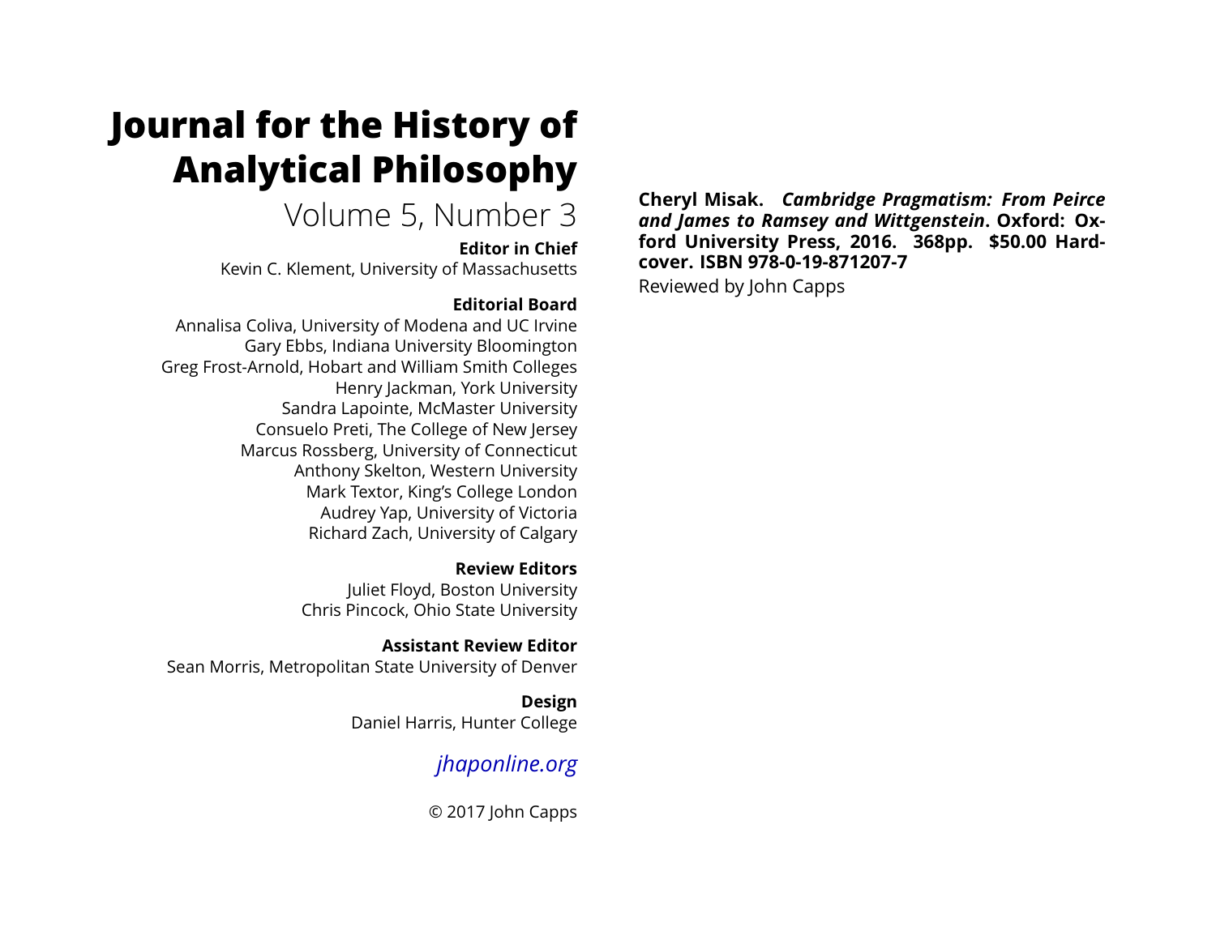# Journal for the History of Analytical Philosophy

Volume 5, Number 3

**Editor in Chief**

Kevin C. Klement, University of Massachusetts

**Editorial Board**

Annalisa Coliva, University of Modena and UC Irvine
Gary Ebbs, Indiana University Bloomington
Greg Frost-Arnold, Hobart and William Smith Colleges
Henry Jackman, York University
Sandra Lapointe, McMaster University
Consuelo Preti, The College of New Jersey
Marcus Rossberg, University of Connecticut
Anthony Skelton, Western University
Mark Textor, King's College London
Audrey Yap, University of Victoria
Richard Zach, University of Calgary

**Review Editors**

Juliet Floyd, Boston University
Chris Pincock, Ohio State University

**Assistant Review Editor**

Sean Morris, Metropolitan State University of Denver

**Design**

Daniel Harris, Hunter College

*jhaponline.org*

© 2017 John Capps

**Cheryl Misak. *Cambridge Pragmatism: From Peirce and James to Ramsey and Wittgenstein*. Oxford: Oxford University Press, 2016. 368pp. $50.00 Hardcover. ISBN 978-0-19-871207-7**

Reviewed by John Capps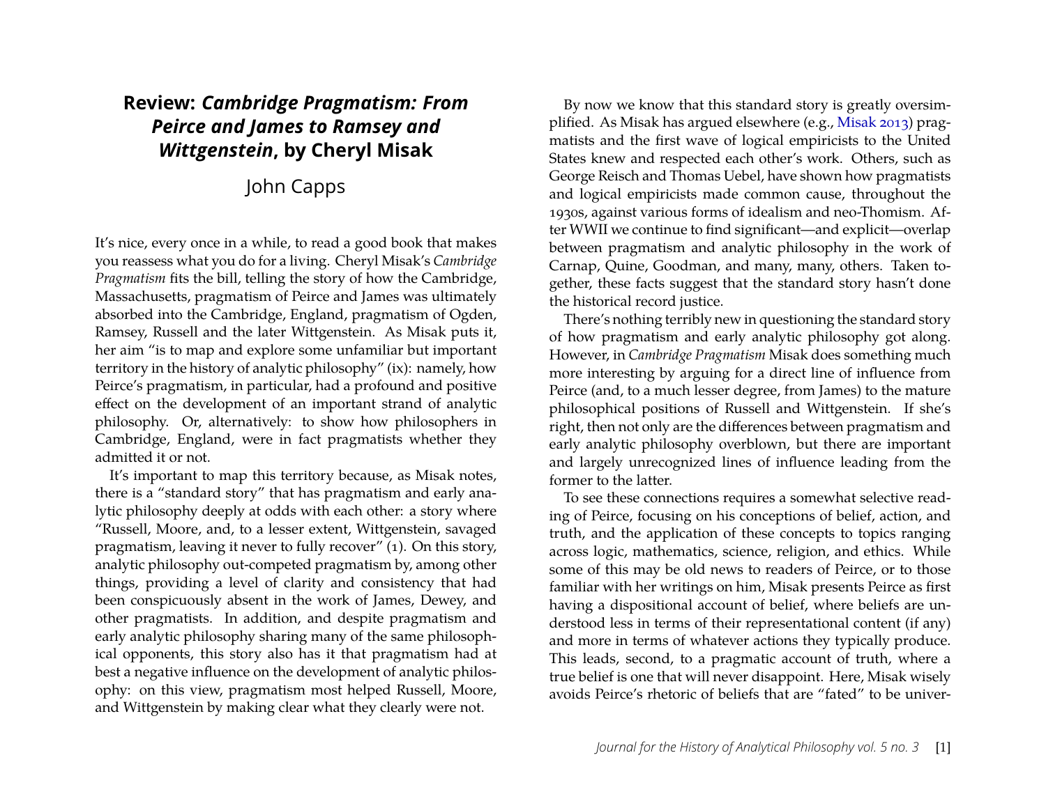# Review: *Cambridge Pragmatism: From Peirce and James to Ramsey and Wittgenstein*, by Cheryl Misak

John Capps

It's nice, every once in a while, to read a good book that makes you reassess what you do for a living. Cheryl Misak's *Cambridge Pragmatism* fits the bill, telling the story of how the Cambridge, Massachusetts, pragmatism of Peirce and James was ultimately absorbed into the Cambridge, England, pragmatism of Ogden, Ramsey, Russell and the later Wittgenstein. As Misak puts it, her aim "is to map and explore some unfamiliar but important territory in the history of analytic philosophy" (ix): namely, how Peirce's pragmatism, in particular, had a profound and positive effect on the development of an important strand of analytic philosophy. Or, alternatively: to show how philosophers in Cambridge, England, were in fact pragmatists whether they admitted it or not.

It's important to map this territory because, as Misak notes, there is a "standard story" that has pragmatism and early analytic philosophy deeply at odds with each other: a story where "Russell, Moore, and, to a lesser extent, Wittgenstein, savaged pragmatism, leaving it never to fully recover" (1). On this story, analytic philosophy out-competed pragmatism by, among other things, providing a level of clarity and consistency that had been conspicuously absent in the work of James, Dewey, and other pragmatists. In addition, and despite pragmatism and early analytic philosophy sharing many of the same philosophical opponents, this story also has it that pragmatism had at best a negative influence on the development of analytic philosophy: on this view, pragmatism most helped Russell, Moore, and Wittgenstein by making clear what they clearly were not.

By now we know that this standard story is greatly oversimplified. As Misak has argued elsewhere (e.g., Misak 2013) pragmatists and the first wave of logical empiricists to the United States knew and respected each other's work. Others, such as George Reisch and Thomas Uebel, have shown how pragmatists and logical empiricists made common cause, throughout the 1930s, against various forms of idealism and neo-Thomism. After WWII we continue to find significant—and explicit—overlap between pragmatism and analytic philosophy in the work of Carnap, Quine, Goodman, and many, many, others. Taken together, these facts suggest that the standard story hasn't done the historical record justice.

There's nothing terribly new in questioning the standard story of how pragmatism and early analytic philosophy got along. However, in *Cambridge Pragmatism* Misak does something much more interesting by arguing for a direct line of influence from Peirce (and, to a much lesser degree, from James) to the mature philosophical positions of Russell and Wittgenstein. If she's right, then not only are the differences between pragmatism and early analytic philosophy overblown, but there are important and largely unrecognized lines of influence leading from the former to the latter.

To see these connections requires a somewhat selective reading of Peirce, focusing on his conceptions of belief, action, and truth, and the application of these concepts to topics ranging across logic, mathematics, science, religion, and ethics. While some of this may be old news to readers of Peirce, or to those familiar with her writings on him, Misak presents Peirce as first having a dispositional account of belief, where beliefs are understood less in terms of their representational content (if any) and more in terms of whatever actions they typically produce. This leads, second, to a pragmatic account of truth, where a true belief is one that will never disappoint. Here, Misak wisely avoids Peirce's rhetoric of beliefs that are "fated" to be univer-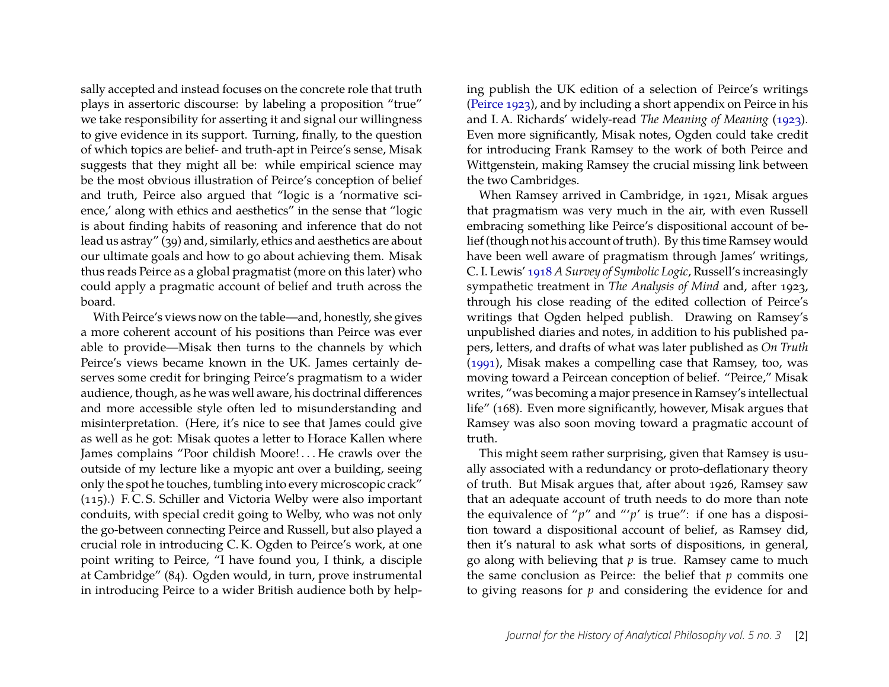sally accepted and instead focuses on the concrete role that truth plays in assertoric discourse: by labeling a proposition "true" we take responsibility for asserting it and signal our willingness to give evidence in its support. Turning, finally, to the question of which topics are belief- and truth-apt in Peirce's sense, Misak suggests that they might all be: while empirical science may be the most obvious illustration of Peirce's conception of belief and truth, Peirce also argued that "logic is a 'normative science,' along with ethics and aesthetics" in the sense that "logic is about finding habits of reasoning and inference that do not lead us astray" (39) and, similarly, ethics and aesthetics are about our ultimate goals and how to go about achieving them. Misak thus reads Peirce as a global pragmatist (more on this later) who could apply a pragmatic account of belief and truth across the board.

With Peirce's views now on the table—and, honestly, she gives a more coherent account of his positions than Peirce was ever able to provide—Misak then turns to the channels by which Peirce's views became known in the UK. James certainly deserves some credit for bringing Peirce's pragmatism to a wider audience, though, as he was well aware, his doctrinal differences and more accessible style often led to misunderstanding and misinterpretation. (Here, it's nice to see that James could give as well as he got: Misak quotes a letter to Horace Kallen where James complains "Poor childish Moore! . . . He crawls over the outside of my lecture like a myopic ant over a building, seeing only the spot he touches, tumbling into every microscopic crack" (115).) F. C. S. Schiller and Victoria Welby were also important conduits, with special credit going to Welby, who was not only the go-between connecting Peirce and Russell, but also played a crucial role in introducing C. K. Ogden to Peirce's work, at one point writing to Peirce, "I have found you, I think, a disciple at Cambridge" (84). Ogden would, in turn, prove instrumental in introducing Peirce to a wider British audience both by helping publish the UK edition of a selection of Peirce's writings (Peirce 1923), and by including a short appendix on Peirce in his and I. A. Richards' widely-read *The Meaning of Meaning* (1923). Even more significantly, Misak notes, Ogden could take credit for introducing Frank Ramsey to the work of both Peirce and Wittgenstein, making Ramsey the crucial missing link between the two Cambridges.

When Ramsey arrived in Cambridge, in 1921, Misak argues that pragmatism was very much in the air, with even Russell embracing something like Peirce's dispositional account of belief (though not his account of truth). By this time Ramsey would have been well aware of pragmatism through James' writings, C. I. Lewis' 1918 *A Survey of Symbolic Logic*, Russell's increasingly sympathetic treatment in *The Analysis of Mind* and, after 1923, through his close reading of the edited collection of Peirce's writings that Ogden helped publish. Drawing on Ramsey's unpublished diaries and notes, in addition to his published papers, letters, and drafts of what was later published as *On Truth* (1991), Misak makes a compelling case that Ramsey, too, was moving toward a Peircean conception of belief. "Peirce," Misak writes, "was becoming a major presence in Ramsey's intellectual life" (168). Even more significantly, however, Misak argues that Ramsey was also soon moving toward a pragmatic account of truth.

This might seem rather surprising, given that Ramsey is usually associated with a redundancy or proto-deflationary theory of truth. But Misak argues that, after about 1926, Ramsey saw that an adequate account of truth needs to do more than note the equivalence of "*p*" and "'*p*' is true": if one has a disposition toward a dispositional account of belief, as Ramsey did, then it's natural to ask what sorts of dispositions, in general, go along with believing that *p* is true. Ramsey came to much the same conclusion as Peirce: the belief that *p* commits one to giving reasons for *p* and considering the evidence for and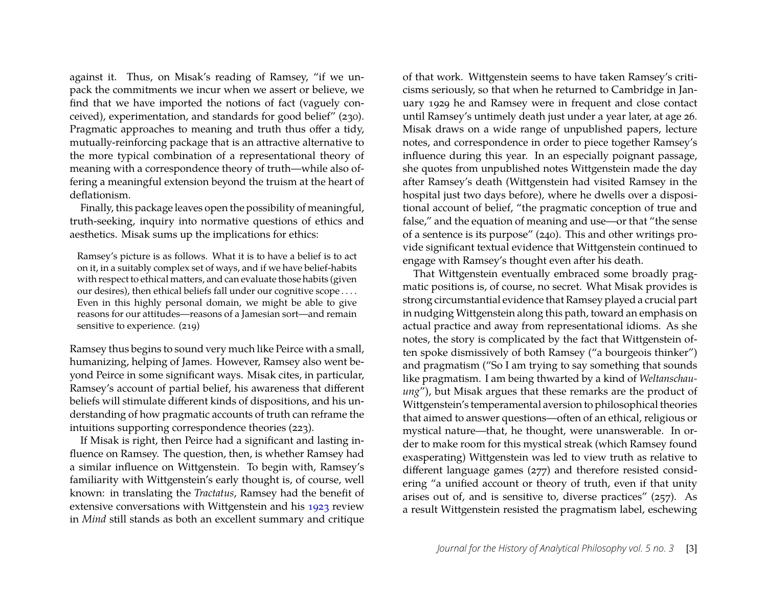against it. Thus, on Misak's reading of Ramsey, "if we unpack the commitments we incur when we assert or believe, we find that we have imported the notions of fact (vaguely conceived), experimentation, and standards for good belief" (230). Pragmatic approaches to meaning and truth thus offer a tidy, mutually-reinforcing package that is an attractive alternative to the more typical combination of a representational theory of meaning with a correspondence theory of truth—while also offering a meaningful extension beyond the truism at the heart of deflationism.

Finally, this package leaves open the possibility of meaningful, truth-seeking, inquiry into normative questions of ethics and aesthetics. Misak sums up the implications for ethics:

> Ramsey's picture is as follows. What it is to have a belief is to act on it, in a suitably complex set of ways, and if we have belief-habits with respect to ethical matters, and can evaluate those habits (given our desires), then ethical beliefs fall under our cognitive scope . . . . Even in this highly personal domain, we might be able to give reasons for our attitudes—reasons of a Jamesian sort—and remain sensitive to experience. (219)

Ramsey thus begins to sound very much like Peirce with a small, humanizing, helping of James. However, Ramsey also went beyond Peirce in some significant ways. Misak cites, in particular, Ramsey's account of partial belief, his awareness that different beliefs will stimulate different kinds of dispositions, and his understanding of how pragmatic accounts of truth can reframe the intuitions supporting correspondence theories (223).

If Misak is right, then Peirce had a significant and lasting influence on Ramsey. The question, then, is whether Ramsey had a similar influence on Wittgenstein. To begin with, Ramsey's familiarity with Wittgenstein's early thought is, of course, well known: in translating the *Tractatus*, Ramsey had the benefit of extensive conversations with Wittgenstein and his 1923 review in *Mind* still stands as both an excellent summary and critique of that work. Wittgenstein seems to have taken Ramsey's criticisms seriously, so that when he returned to Cambridge in January 1929 he and Ramsey were in frequent and close contact until Ramsey's untimely death just under a year later, at age 26. Misak draws on a wide range of unpublished papers, lecture notes, and correspondence in order to piece together Ramsey's influence during this year. In an especially poignant passage, she quotes from unpublished notes Wittgenstein made the day after Ramsey's death (Wittgenstein had visited Ramsey in the hospital just two days before), where he dwells over a dispositional account of belief, "the pragmatic conception of true and false," and the equation of meaning and use—or that "the sense of a sentence is its purpose" (240). This and other writings provide significant textual evidence that Wittgenstein continued to engage with Ramsey's thought even after his death.

That Wittgenstein eventually embraced some broadly pragmatic positions is, of course, no secret. What Misak provides is strong circumstantial evidence that Ramsey played a crucial part in nudging Wittgenstein along this path, toward an emphasis on actual practice and away from representational idioms. As she notes, the story is complicated by the fact that Wittgenstein often spoke dismissively of both Ramsey ("a bourgeois thinker") and pragmatism ("So I am trying to say something that sounds like pragmatism. I am being thwarted by a kind of *Weltanschauung*"), but Misak argues that these remarks are the product of Wittgenstein's temperamental aversion to philosophical theories that aimed to answer questions—often of an ethical, religious or mystical nature—that, he thought, were unanswerable. In order to make room for this mystical streak (which Ramsey found exasperating) Wittgenstein was led to view truth as relative to different language games (277) and therefore resisted considering "a unified account or theory of truth, even if that unity arises out of, and is sensitive to, diverse practices" (257). As a result Wittgenstein resisted the pragmatism label, eschewing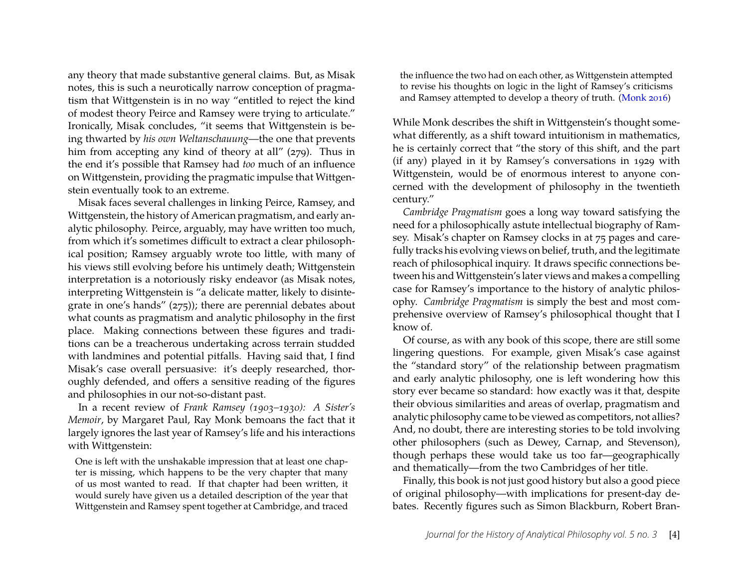any theory that made substantive general claims. But, as Misak notes, this is such a neurotically narrow conception of pragmatism that Wittgenstein is in no way "entitled to reject the kind of modest theory Peirce and Ramsey were trying to articulate." Ironically, Misak concludes, "it seems that Wittgenstein is being thwarted by *his own Weltanschauung*—the one that prevents him from accepting any kind of theory at all" (279). Thus in the end it's possible that Ramsey had *too* much of an influence on Wittgenstein, providing the pragmatic impulse that Wittgenstein eventually took to an extreme.

Misak faces several challenges in linking Peirce, Ramsey, and Wittgenstein, the history of American pragmatism, and early analytic philosophy. Peirce, arguably, may have written too much, from which it's sometimes difficult to extract a clear philosophical position; Ramsey arguably wrote too little, with many of his views still evolving before his untimely death; Wittgenstein interpretation is a notoriously risky endeavor (as Misak notes, interpreting Wittgenstein is "a delicate matter, likely to disintegrate in one's hands" (275)); there are perennial debates about what counts as pragmatism and analytic philosophy in the first place. Making connections between these figures and traditions can be a treacherous undertaking across terrain studded with landmines and potential pitfalls. Having said that, I find Misak's case overall persuasive: it's deeply researched, thoroughly defended, and offers a sensitive reading of the figures and philosophies in our not-so-distant past.

In a recent review of *Frank Ramsey (1903–1930): A Sister's Memoir*, by Margaret Paul, Ray Monk bemoans the fact that it largely ignores the last year of Ramsey's life and his interactions with Wittgenstein:

> One is left with the unshakable impression that at least one chapter is missing, which happens to be the very chapter that many of us most wanted to read. If that chapter had been written, it would surely have given us a detailed description of the year that Wittgenstein and Ramsey spent together at Cambridge, and traced the influence the two had on each other, as Wittgenstein attempted to revise his thoughts on logic in the light of Ramsey's criticisms and Ramsey attempted to develop a theory of truth. (Monk 2016)

While Monk describes the shift in Wittgenstein's thought somewhat differently, as a shift toward intuitionism in mathematics, he is certainly correct that "the story of this shift, and the part (if any) played in it by Ramsey's conversations in 1929 with Wittgenstein, would be of enormous interest to anyone concerned with the development of philosophy in the twentieth century."

*Cambridge Pragmatism* goes a long way toward satisfying the need for a philosophically astute intellectual biography of Ramsey. Misak's chapter on Ramsey clocks in at 75 pages and carefully tracks his evolving views on belief, truth, and the legitimate reach of philosophical inquiry. It draws specific connections between his and Wittgenstein's later views and makes a compelling case for Ramsey's importance to the history of analytic philosophy. *Cambridge Pragmatism* is simply the best and most comprehensive overview of Ramsey's philosophical thought that I know of.

Of course, as with any book of this scope, there are still some lingering questions. For example, given Misak's case against the "standard story" of the relationship between pragmatism and early analytic philosophy, one is left wondering how this story ever became so standard: how exactly was it that, despite their obvious similarities and areas of overlap, pragmatism and analytic philosophy came to be viewed as competitors, not allies? And, no doubt, there are interesting stories to be told involving other philosophers (such as Dewey, Carnap, and Stevenson), though perhaps these would take us too far—geographically and thematically—from the two Cambridges of her title.

Finally, this book is not just good history but also a good piece of original philosophy—with implications for present-day debates. Recently figures such as Simon Blackburn, Robert Bran-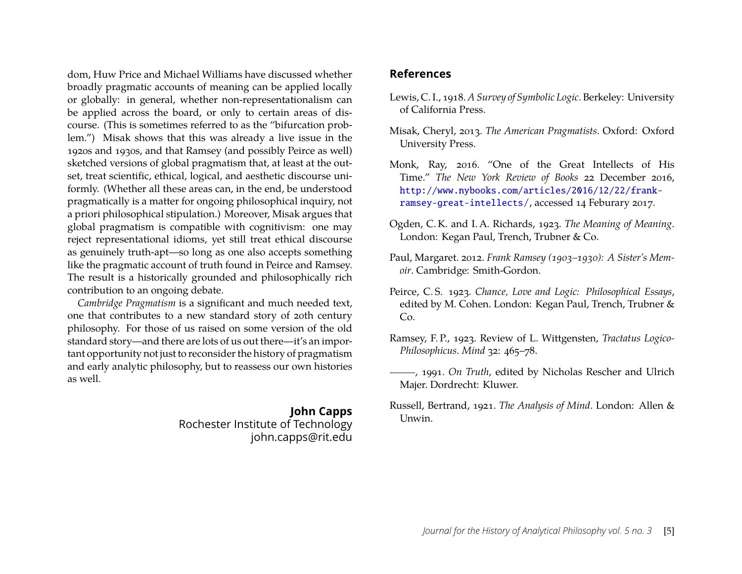dom, Huw Price and Michael Williams have discussed whether broadly pragmatic accounts of meaning can be applied locally or globally: in general, whether non-representationalism can be applied across the board, or only to certain areas of discourse. (This is sometimes referred to as the "bifurcation problem.") Misak shows that this was already a live issue in the 1920s and 1930s, and that Ramsey (and possibly Peirce as well) sketched versions of global pragmatism that, at least at the outset, treat scientific, ethical, logical, and aesthetic discourse uniformly. (Whether all these areas can, in the end, be understood pragmatically is a matter for ongoing philosophical inquiry, not a priori philosophical stipulation.) Moreover, Misak argues that global pragmatism is compatible with cognitivism: one may reject representational idioms, yet still treat ethical discourse as genuinely truth-apt—so long as one also accepts something like the pragmatic account of truth found in Peirce and Ramsey. The result is a historically grounded and philosophically rich contribution to an ongoing debate.

*Cambridge Pragmatism* is a significant and much needed text, one that contributes to a new standard story of 20th century philosophy. For those of us raised on some version of the old standard story—and there are lots of us out there—it's an important opportunity not just to reconsider the history of pragmatism and early analytic philosophy, but to reassess our own histories as well.

**John Capps**
Rochester Institute of Technology
john.capps@rit.edu

## References

Lewis, C. I., 1918. *A Survey of Symbolic Logic*. Berkeley: University of California Press.

Misak, Cheryl, 2013. *The American Pragmatists*. Oxford: Oxford University Press.

Monk, Ray, 2016. "One of the Great Intellects of His Time." *The New York Review of Books* 22 December 2016, http://www.nybooks.com/articles/2016/12/22/frank-ramsey-great-intellects/, accessed 14 Febuary 2017.

Ogden, C. K. and I. A. Richards, 1923. *The Meaning of Meaning*. London: Kegan Paul, Trench, Trubner & Co.

Paul, Margaret. 2012. *Frank Ramsey (1903–1930): A Sister's Memoir*. Cambridge: Smith-Gordon.

Peirce, C. S. 1923. *Chance, Love and Logic: Philosophical Essays*, edited by M. Cohen. London: Kegan Paul, Trench, Trubner & Co.

Ramsey, F. P., 1923. Review of L. Wittgensten, *Tractatus Logico-Philosophicus*. *Mind* 32: 465–78.

———, 1991. *On Truth*, edited by Nicholas Rescher and Ulrich Majer. Dordrecht: Kluwer.

Russell, Bertrand, 1921. *The Analysis of Mind*. London: Allen & Unwin.